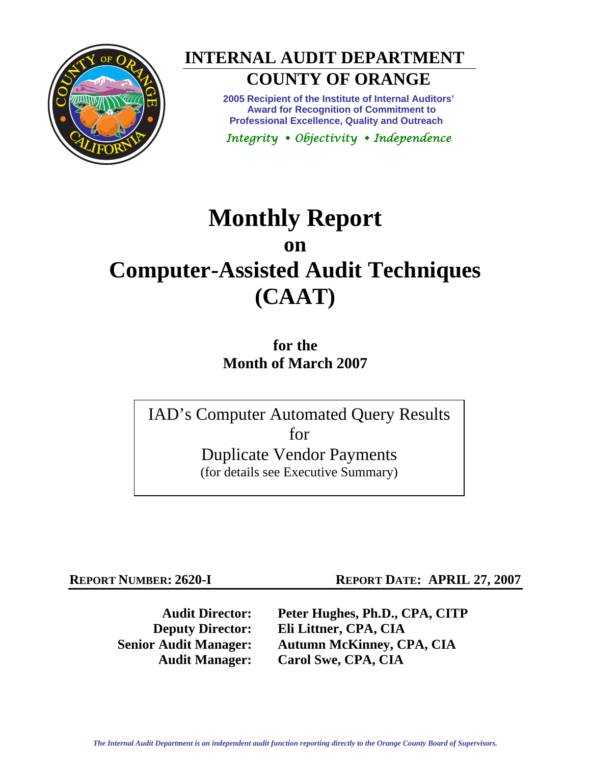# INTERNAL AUDIT DEPARTMENT

## COUNTY OF ORANGE

**2005 Recipient of the Institute of Internal Auditors' Award for Recognition of Commitment to Professional Excellence, Quality and Outreach**

*Integrity • Objectivity • Independence*

# Monthly Report on Computer-Assisted Audit Techniques (CAAT)

## for the Month of March 2007

IAD's Computer Automated Query Results for Duplicate Vendor Payments
(for details see Executive Summary)

**REPORT NUMBER: 2620-I** **REPORT DATE: APRIL 27, 2007**

**Audit Director:** **Peter Hughes, Ph.D., CPA, CITP**
**Deputy Director:** **Eli Littner, CPA, CIA**
**Senior Audit Manager:** **Autumn McKinney, CPA, CIA**
**Audit Manager:** **Carol Swe, CPA, CIA**

*The Internal Audit Department is an independent audit function reporting directly to the Orange County Board of Supervisors.*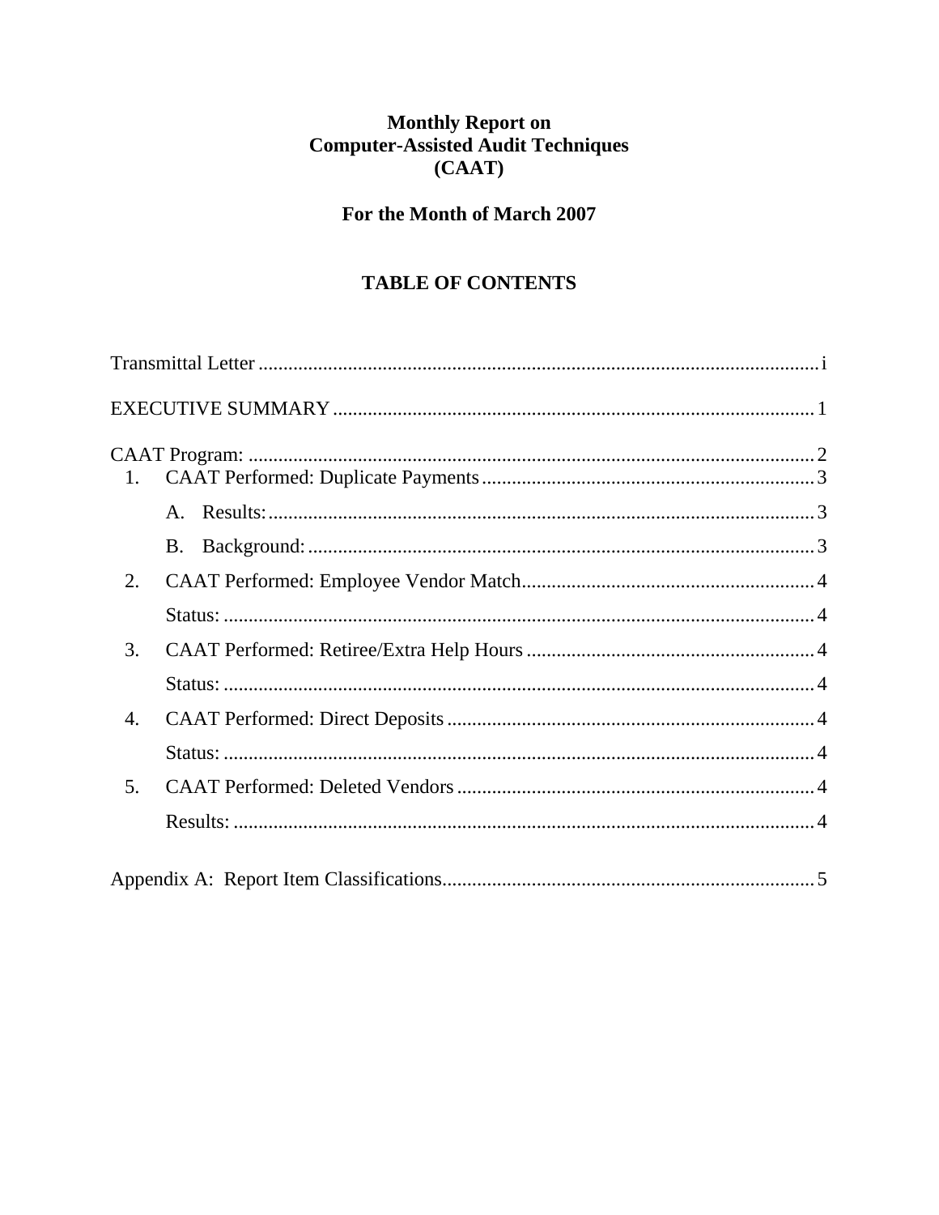# Monthly Report on Computer-Assisted Audit Techniques (CAAT)

## For the Month of March 2007

## TABLE OF CONTENTS

Transmittal Letter .......... i

EXECUTIVE SUMMARY .......... 1

CAAT Program: .......... 2

1. CAAT Performed: Duplicate Payments .......... 3
   - A. Results: .......... 3
   - B. Background: .......... 3
2. CAAT Performed: Employee Vendor Match .......... 4
   - Status: .......... 4
3. CAAT Performed: Retiree/Extra Help Hours .......... 4
   - Status: .......... 4
4. CAAT Performed: Direct Deposits .......... 4
   - Status: .......... 4
5. CAAT Performed: Deleted Vendors .......... 4
   - Results: .......... 4

Appendix A: Report Item Classifications .......... 5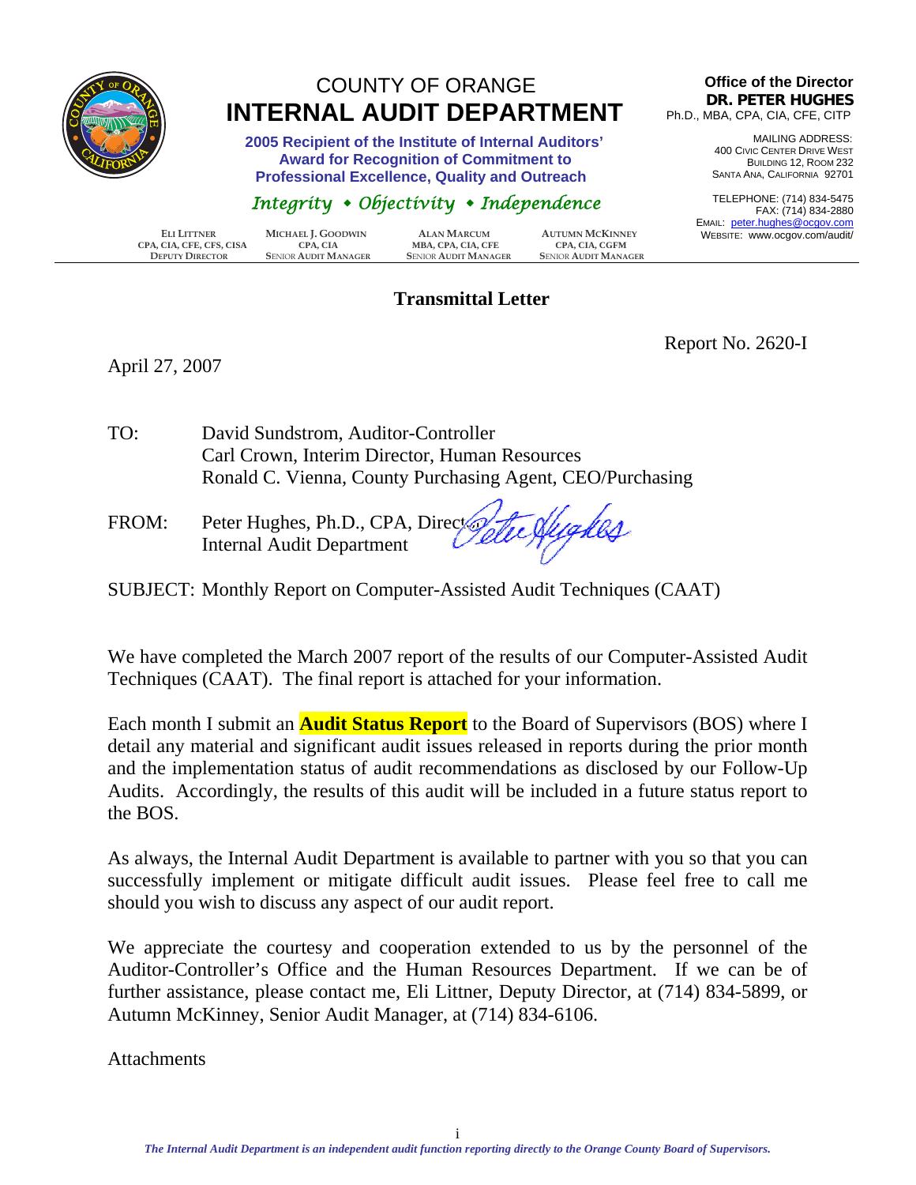# COUNTY OF ORANGE
# INTERNAL AUDIT DEPARTMENT

**2005 Recipient of the Institute of Internal Auditors' Award for Recognition of Commitment to Professional Excellence, Quality and Outreach**

*Integrity • Objectivity • Independence*

**Office of the Director**
**DR. PETER HUGHES**
Ph.D., MBA, CPA, CIA, CFE, CITP

MAILING ADDRESS:
400 CIVIC CENTER DRIVE WEST
BUILDING 12, ROOM 232
SANTA ANA, CALIFORNIA 92701

TELEPHONE: (714) 834-5475
FAX: (714) 834-2880
EMAIL: peter.hughes@ocgov.com
WEBSITE: www.ocgov.com/audit/

| ELI LITTNER<br>CPA, CIA, CFE, CFS, CISA<br>DEPUTY DIRECTOR | MICHAEL J. GOODWIN<br>CPA, CIA<br>SENIOR AUDIT MANAGER | ALAN MARCUM<br>MBA, CPA, CIA, CFE<br>SENIOR AUDIT MANAGER | AUTUMN MCKINNEY<br>CPA, CIA, CGFM<br>SENIOR AUDIT MANAGER |
|---|---|---|---|

## Transmittal Letter

Report No. 2620-I

April 27, 2007

TO: David Sundstrom, Auditor-Controller
Carl Crown, Interim Director, Human Resources
Ronald C. Vienna, County Purchasing Agent, CEO/Purchasing

FROM: Peter Hughes, Ph.D., CPA, Director
Internal Audit Department

SUBJECT: Monthly Report on Computer-Assisted Audit Techniques (CAAT)

We have completed the March 2007 report of the results of our Computer-Assisted Audit Techniques (CAAT). The final report is attached for your information.

Each month I submit an **Audit Status Report** to the Board of Supervisors (BOS) where I detail any material and significant audit issues released in reports during the prior month and the implementation status of audit recommendations as disclosed by our Follow-Up Audits. Accordingly, the results of this audit will be included in a future status report to the BOS.

As always, the Internal Audit Department is available to partner with you so that you can successfully implement or mitigate difficult audit issues. Please feel free to call me should you wish to discuss any aspect of our audit report.

We appreciate the courtesy and cooperation extended to us by the personnel of the Auditor-Controller's Office and the Human Resources Department. If we can be of further assistance, please contact me, Eli Littner, Deputy Director, at (714) 834-5899, or Autumn McKinney, Senior Audit Manager, at (714) 834-6106.

Attachments

*The Internal Audit Department is an independent audit function reporting directly to the Orange County Board of Supervisors.*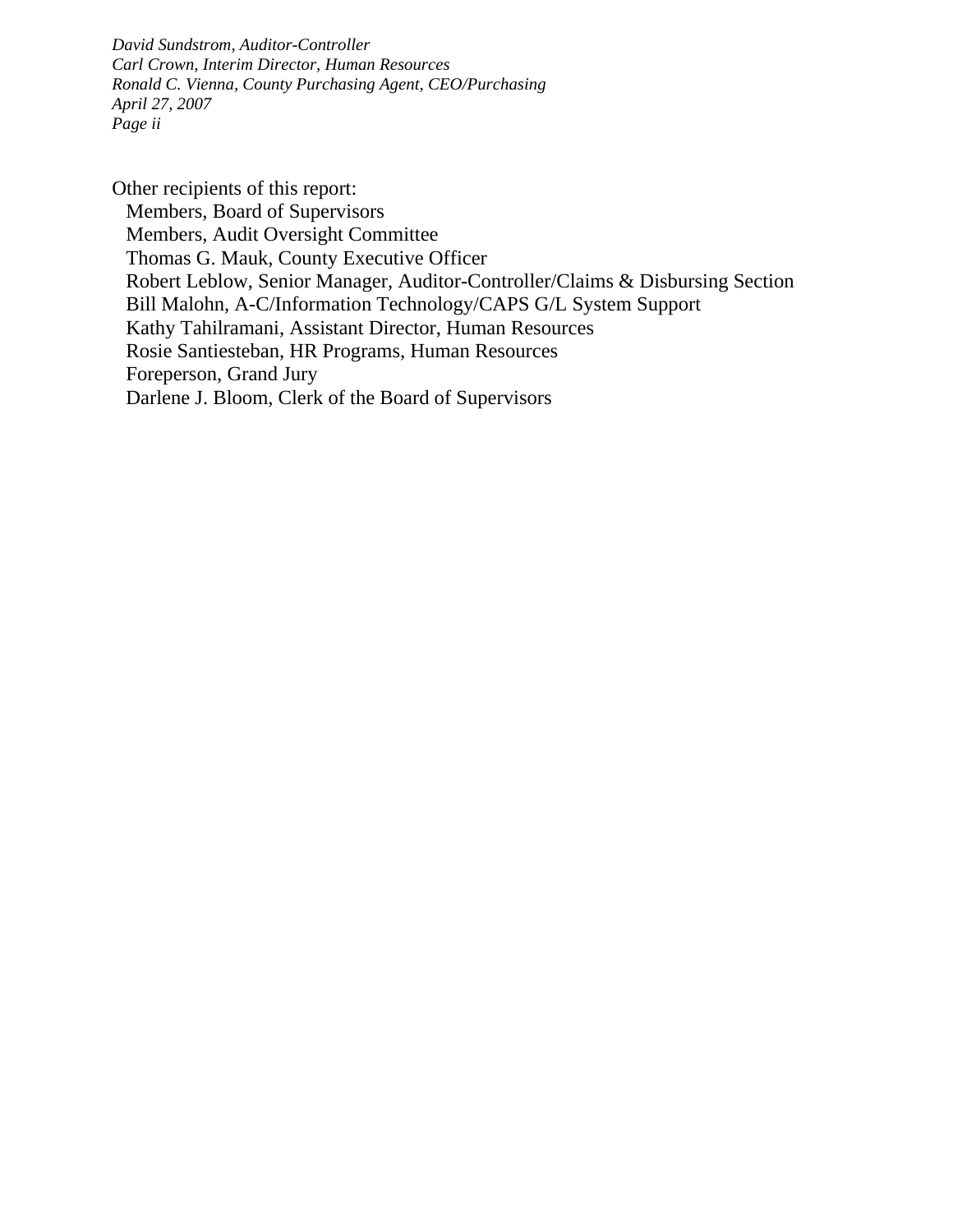Other recipients of this report:

- Members, Board of Supervisors
- Members, Audit Oversight Committee
- Thomas G. Mauk, County Executive Officer
- Robert Leblow, Senior Manager, Auditor-Controller/Claims & Disbursing Section
- Bill Malohn, A-C/Information Technology/CAPS G/L System Support
- Kathy Tahilramani, Assistant Director, Human Resources
- Rosie Santiesteban, HR Programs, Human Resources
- Foreperson, Grand Jury
- Darlene J. Bloom, Clerk of the Board of Supervisors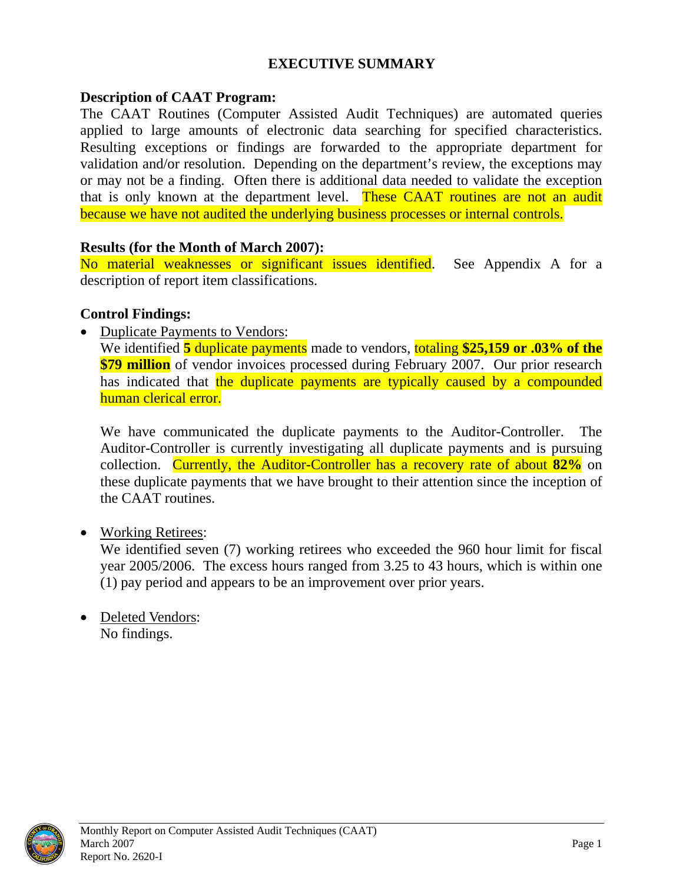# EXECUTIVE SUMMARY

**Description of CAAT Program:**

The CAAT Routines (Computer Assisted Audit Techniques) are automated queries applied to large amounts of electronic data searching for specified characteristics. Resulting exceptions or findings are forwarded to the appropriate department for validation and/or resolution. Depending on the department's review, the exceptions may or may not be a finding. Often there is additional data needed to validate the exception that is only known at the department level. These CAAT routines are not an audit because we have not audited the underlying business processes or internal controls.

**Results (for the Month of March 2007):**

No material weaknesses or significant issues identified. See Appendix A for a description of report item classifications.

**Control Findings:**

- Duplicate Payments to Vendors:
  We identified **5** duplicate payments made to vendors, totaling **$25,159 or .03% of the $79 million** of vendor invoices processed during February 2007. Our prior research has indicated that the duplicate payments are typically caused by a compounded human clerical error.

  We have communicated the duplicate payments to the Auditor-Controller. The Auditor-Controller is currently investigating all duplicate payments and is pursuing collection. Currently, the Auditor-Controller has a recovery rate of about **82%** on these duplicate payments that we have brought to their attention since the inception of the CAAT routines.

- Working Retirees:
  We identified seven (7) working retirees who exceeded the 960 hour limit for fiscal year 2005/2006. The excess hours ranged from 3.25 to 43 hours, which is within one (1) pay period and appears to be an improvement over prior years.

- Deleted Vendors:
  No findings.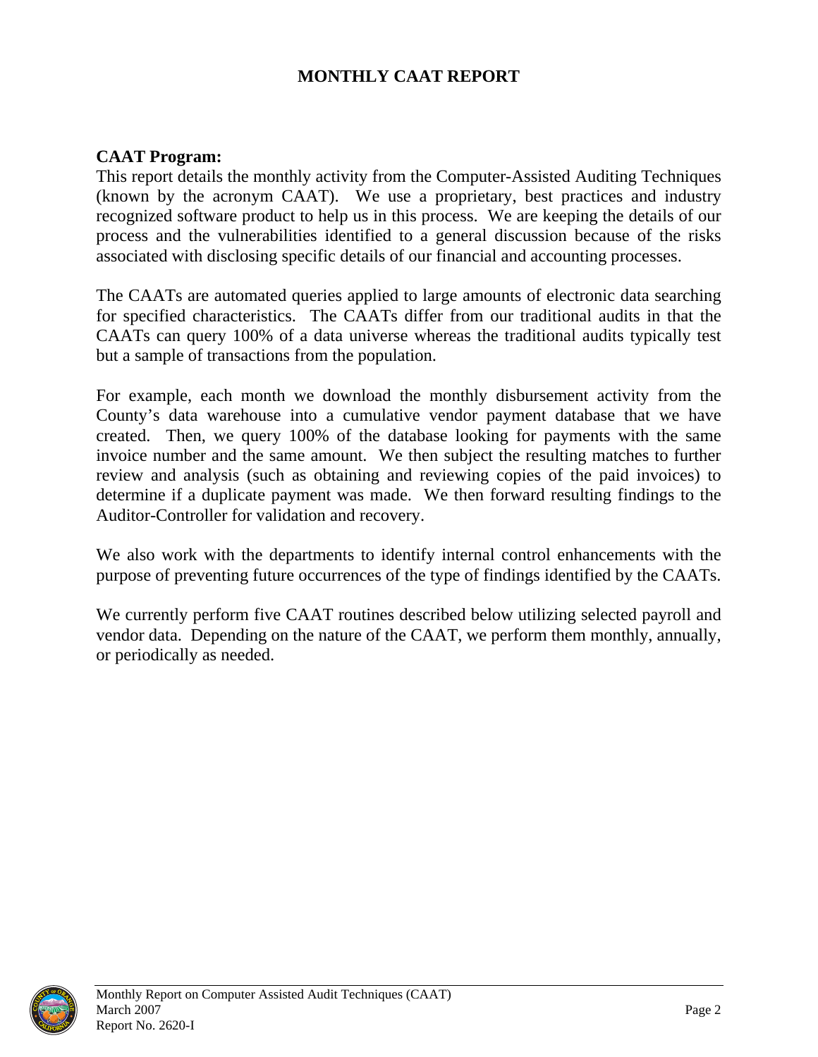# MONTHLY CAAT REPORT

## CAAT Program:

This report details the monthly activity from the Computer-Assisted Auditing Techniques (known by the acronym CAAT). We use a proprietary, best practices and industry recognized software product to help us in this process. We are keeping the details of our process and the vulnerabilities identified to a general discussion because of the risks associated with disclosing specific details of our financial and accounting processes.

The CAATs are automated queries applied to large amounts of electronic data searching for specified characteristics. The CAATs differ from our traditional audits in that the CAATs can query 100% of a data universe whereas the traditional audits typically test but a sample of transactions from the population.

For example, each month we download the monthly disbursement activity from the County's data warehouse into a cumulative vendor payment database that we have created. Then, we query 100% of the database looking for payments with the same invoice number and the same amount. We then subject the resulting matches to further review and analysis (such as obtaining and reviewing copies of the paid invoices) to determine if a duplicate payment was made. We then forward resulting findings to the Auditor-Controller for validation and recovery.

We also work with the departments to identify internal control enhancements with the purpose of preventing future occurrences of the type of findings identified by the CAATs.

We currently perform five CAAT routines described below utilizing selected payroll and vendor data. Depending on the nature of the CAAT, we perform them monthly, annually, or periodically as needed.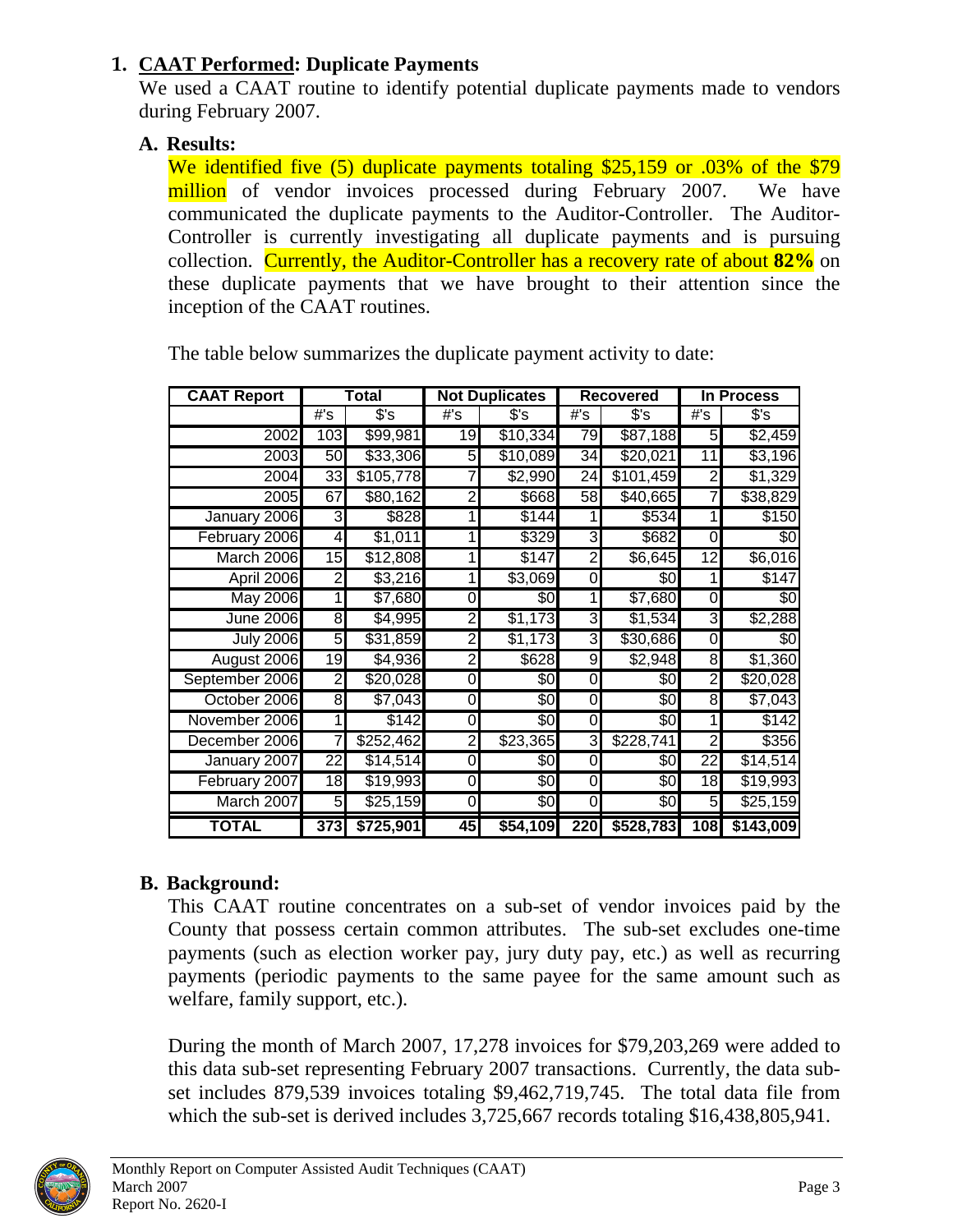## 1. **CAAT Performed: Duplicate Payments**

We used a CAAT routine to identify potential duplicate payments made to vendors during February 2007.

### A. Results:

We identified five (5) duplicate payments totaling $25,159 or .03% of the $79 million of vendor invoices processed during February 2007. We have communicated the duplicate payments to the Auditor-Controller. The Auditor-Controller is currently investigating all duplicate payments and is pursuing collection. Currently, the Auditor-Controller has a recovery rate of about **82%** on these duplicate payments that we have brought to their attention since the inception of the CAAT routines.

The table below summarizes the duplicate payment activity to date:

| CAAT Report | Total | | Not Duplicates | | Recovered | | In Process | |
|---|---|---|---|---|---|---|---|---|
| | #'s | $'s | #'s | $'s | #'s | $'s | #'s | $'s |
| 2002 | 103 | $99,981 | 19 | $10,334 | 79 | $87,188 | 5 | $2,459 |
| 2003 | 50 | $33,306 | 5 | $10,089 | 34 | $20,021 | 11 | $3,196 |
| 2004 | 33 | $105,778 | 7 | $2,990 | 24 | $101,459 | 2 | $1,329 |
| 2005 | 67 | $80,162 | 2 | $668 | 58 | $40,665 | 7 | $38,829 |
| January 2006 | 3 | $828 | 1 | $144 | 1 | $534 | 1 | $150 |
| February 2006 | 4 | $1,011 | 1 | $329 | 3 | $682 | 0 | $0 |
| March 2006 | 15 | $12,808 | 1 | $147 | 2 | $6,645 | 12 | $6,016 |
| April 2006 | 2 | $3,216 | 1 | $3,069 | 0 | $0 | 1 | $147 |
| May 2006 | 1 | $7,680 | 0 | $0 | 1 | $7,680 | 0 | $0 |
| June 2006 | 8 | $4,995 | 2 | $1,173 | 3 | $1,534 | 3 | $2,288 |
| July 2006 | 5 | $31,859 | 2 | $1,173 | 3 | $30,686 | 0 | $0 |
| August 2006 | 19 | $4,936 | 2 | $628 | 9 | $2,948 | 8 | $1,360 |
| September 2006 | 2 | $20,028 | 0 | $0 | 0 | $0 | 2 | $20,028 |
| October 2006 | 8 | $7,043 | 0 | $0 | 0 | $0 | 8 | $7,043 |
| November 2006 | 1 | $142 | 0 | $0 | 0 | $0 | 1 | $142 |
| December 2006 | 7 | $252,462 | 2 | $23,365 | 3 | $228,741 | 2 | $356 |
| January 2007 | 22 | $14,514 | 0 | $0 | 0 | $0 | 22 | $14,514 |
| February 2007 | 18 | $19,993 | 0 | $0 | 0 | $0 | 18 | $19,993 |
| March 2007 | 5 | $25,159 | 0 | $0 | 0 | $0 | 5 | $25,159 |
| **TOTAL** | **373** | **$725,901** | **45** | **$54,109** | **220** | **$528,783** | **108** | **$143,009** |

### B. Background:

This CAAT routine concentrates on a sub-set of vendor invoices paid by the County that possess certain common attributes. The sub-set excludes one-time payments (such as election worker pay, jury duty pay, etc.) as well as recurring payments (periodic payments to the same payee for the same amount such as welfare, family support, etc.).

During the month of March 2007, 17,278 invoices for $79,203,269 were added to this data sub-set representing February 2007 transactions. Currently, the data sub-set includes 879,539 invoices totaling $9,462,719,745. The total data file from which the sub-set is derived includes 3,725,667 records totaling $16,438,805,941.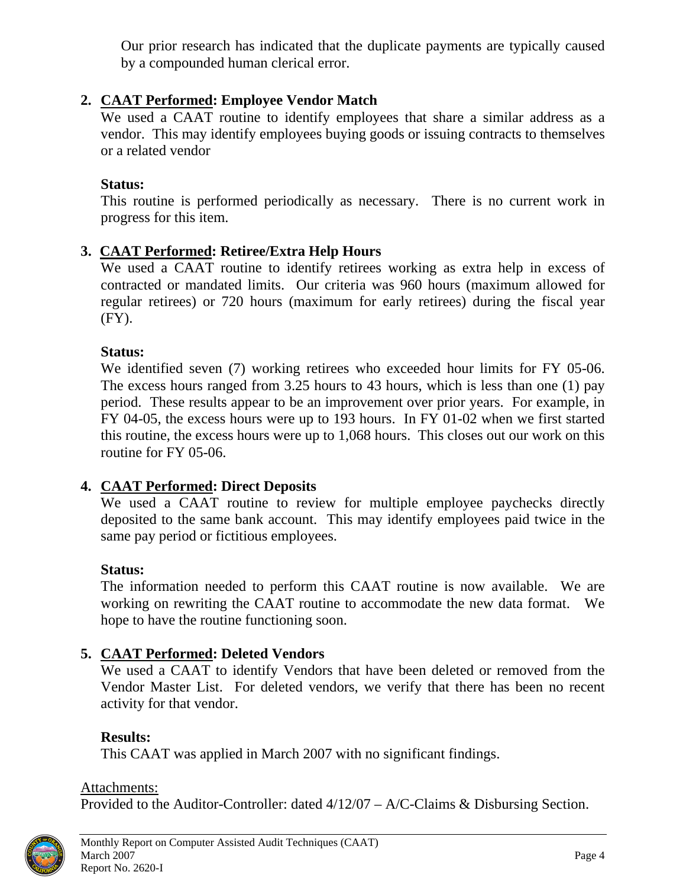Our prior research has indicated that the duplicate payments are typically caused by a compounded human clerical error.

2. **<u>CAAT Performed</u>: Employee Vendor Match**

   We used a CAAT routine to identify employees that share a similar address as a vendor. This may identify employees buying goods or issuing contracts to themselves or a related vendor

   **Status:**

   This routine is performed periodically as necessary. There is no current work in progress for this item.

3. **<u>CAAT Performed</u>: Retiree/Extra Help Hours**

   We used a CAAT routine to identify retirees working as extra help in excess of contracted or mandated limits. Our criteria was 960 hours (maximum allowed for regular retirees) or 720 hours (maximum for early retirees) during the fiscal year (FY).

   **Status:**

   We identified seven (7) working retirees who exceeded hour limits for FY 05-06. The excess hours ranged from 3.25 hours to 43 hours, which is less than one (1) pay period. These results appear to be an improvement over prior years. For example, in FY 04-05, the excess hours were up to 193 hours. In FY 01-02 when we first started this routine, the excess hours were up to 1,068 hours. This closes out our work on this routine for FY 05-06.

4. **<u>CAAT Performed</u>: Direct Deposits**

   We used a CAAT routine to review for multiple employee paychecks directly deposited to the same bank account. This may identify employees paid twice in the same pay period or fictitious employees.

   **Status:**

   The information needed to perform this CAAT routine is now available. We are working on rewriting the CAAT routine to accommodate the new data format. We hope to have the routine functioning soon.

5. **<u>CAAT Performed</u>: Deleted Vendors**

   We used a CAAT to identify Vendors that have been deleted or removed from the Vendor Master List. For deleted vendors, we verify that there has been no recent activity for that vendor.

   **Results:**

   This CAAT was applied in March 2007 with no significant findings.

<u>Attachments:</u>

Provided to the Auditor-Controller: dated 4/12/07 – A/C-Claims & Disbursing Section.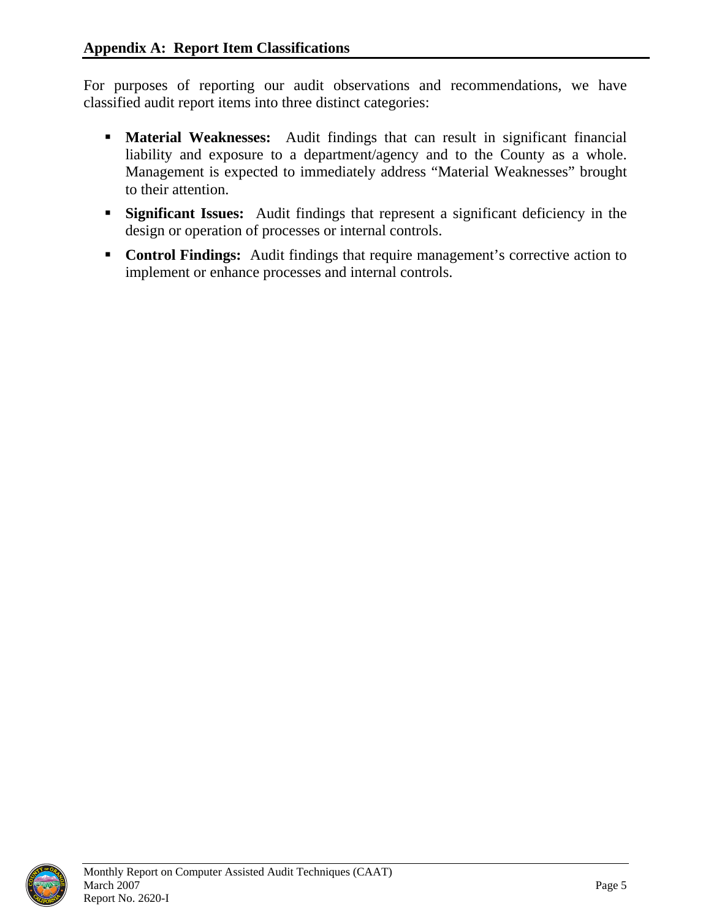## Appendix A: Report Item Classifications

For purposes of reporting our audit observations and recommendations, we have classified audit report items into three distinct categories:

- **Material Weaknesses:** Audit findings that can result in significant financial liability and exposure to a department/agency and to the County as a whole. Management is expected to immediately address "Material Weaknesses" brought to their attention.
- **Significant Issues:** Audit findings that represent a significant deficiency in the design or operation of processes or internal controls.
- **Control Findings:** Audit findings that require management's corrective action to implement or enhance processes and internal controls.